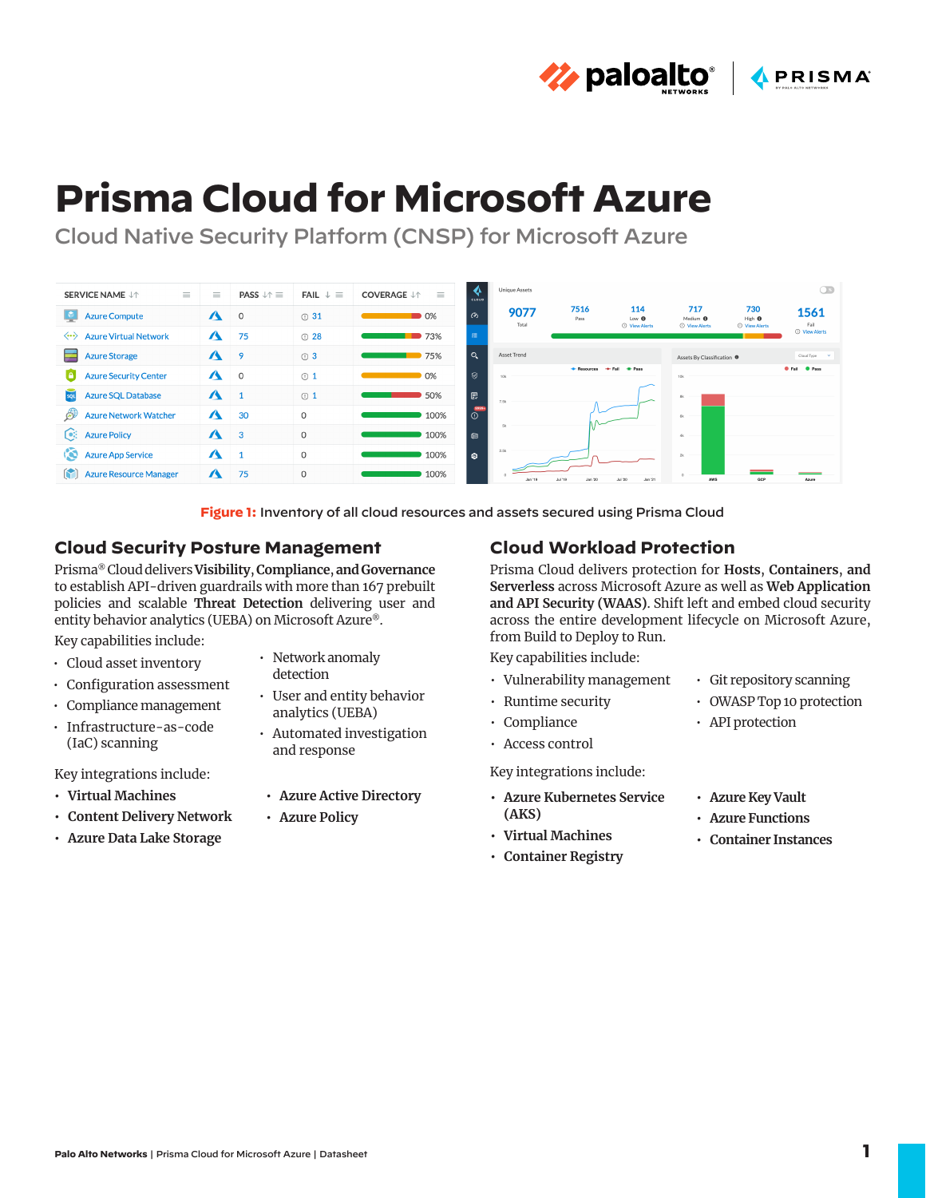# Prisma Cloud for Microsoft Azure

## Cloud Native Security Platform (CNSP) for Microsoft Azure

| SERVICE NAME | | PASS | FAIL | COVERAGE |
|---|---|---|---|---|
| Azure Compute | | 0 | 31 | 0% |
| Azure Virtual Network | | 75 | 28 | 73% |
| Azure Storage | | 9 | 3 | 75% |
| Azure Security Center | | 0 | 1 | 0% |
| Azure SQL Database | | 1 | 1 | 50% |
| Azure Network Watcher | | 30 | 0 | 100% |
| Azure Policy | | 3 | 0 | 100% |
| Azure App Service | | 1 | 0 | 100% |
| Azure Resource Manager | | 75 | 0 | 100% |

**Figure 1:** Inventory of all cloud resources and assets secured using Prisma Cloud

## Cloud Security Posture Management

Prisma® Cloud delivers **Visibility, Compliance, and Governance** to establish API-driven guardrails with more than 167 prebuilt policies and scalable **Threat Detection** delivering user and entity behavior analytics (UEBA) on Microsoft Azure®.

Key capabilities include:

- Cloud asset inventory
- Configuration assessment
- Compliance management
- Infrastructure-as-code (IaC) scanning
- Network anomaly detection
- User and entity behavior analytics (UEBA)
- Automated investigation and response

Key integrations include:

- **Virtual Machines**
- **Content Delivery Network**
- **Azure Data Lake Storage**
- **Azure Active Directory**
- **Azure Policy**

## Cloud Workload Protection

Prisma Cloud delivers protection for **Hosts, Containers, and Serverless** across Microsoft Azure as well as **Web Application and API Security (WAAS)**. Shift left and embed cloud security across the entire development lifecycle on Microsoft Azure, from Build to Deploy to Run.

Key capabilities include:

- Vulnerability management
- Runtime security
- Compliance
- Access control
- Git repository scanning
- OWASP Top 10 protection
- API protection

Key integrations include:

- **Azure Kubernetes Service (AKS)**
- **Virtual Machines**
- **Container Registry**
- **Azure Key Vault**
- **Azure Functions**
- **Container Instances**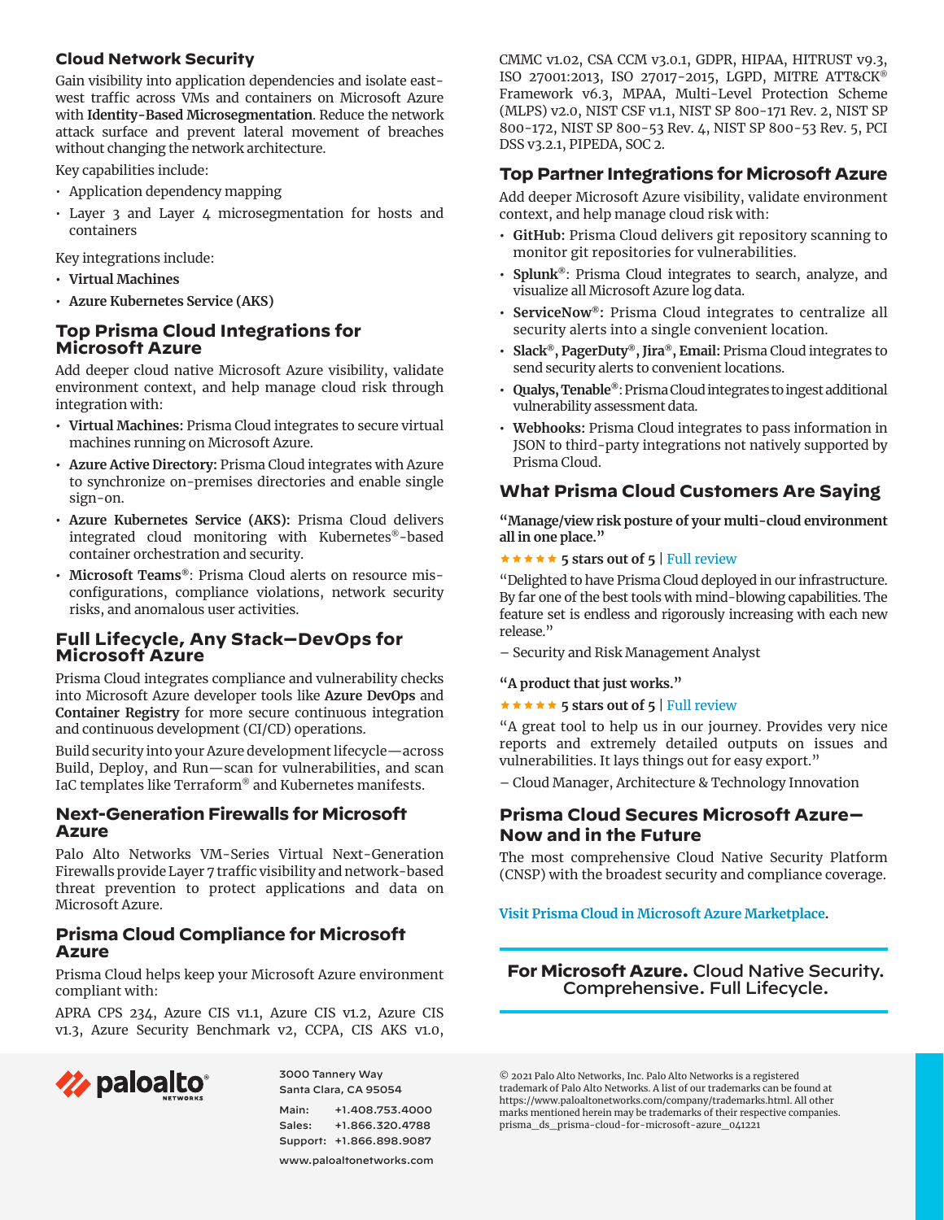## Cloud Network Security

Gain visibility into application dependencies and isolate east-west traffic across VMs and containers on Microsoft Azure with **Identity-Based Microsegmentation**. Reduce the network attack surface and prevent lateral movement of breaches without changing the network architecture.

Key capabilities include:

- Application dependency mapping
- Layer 3 and Layer 4 microsegmentation for hosts and containers

Key integrations include:

- **Virtual Machines**
- **Azure Kubernetes Service (AKS)**

## Top Prisma Cloud Integrations for Microsoft Azure

Add deeper cloud native Microsoft Azure visibility, validate environment context, and help manage cloud risk through integration with:

- **Virtual Machines:** Prisma Cloud integrates to secure virtual machines running on Microsoft Azure.
- **Azure Active Directory:** Prisma Cloud integrates with Azure to synchronize on-premises directories and enable single sign-on.
- **Azure Kubernetes Service (AKS):** Prisma Cloud delivers integrated cloud monitoring with Kubernetes®-based container orchestration and security.
- **Microsoft Teams®:** Prisma Cloud alerts on resource misconfigurations, compliance violations, network security risks, and anomalous user activities.

## Full Lifecycle, Any Stack—DevOps for Microsoft Azure

Prisma Cloud integrates compliance and vulnerability checks into Microsoft Azure developer tools like **Azure DevOps** and **Container Registry** for more secure continuous integration and continuous development (CI/CD) operations.

Build security into your Azure development lifecycle—across Build, Deploy, and Run—scan for vulnerabilities, and scan IaC templates like Terraform® and Kubernetes manifests.

## Next-Generation Firewalls for Microsoft Azure

Palo Alto Networks VM-Series Virtual Next-Generation Firewalls provide Layer 7 traffic visibility and network-based threat prevention to protect applications and data on Microsoft Azure.

## Prisma Cloud Compliance for Microsoft Azure

Prisma Cloud helps keep your Microsoft Azure environment compliant with:

APRA CPS 234, Azure CIS v1.1, Azure CIS v1.2, Azure CIS v1.3, Azure Security Benchmark v2, CCPA, CIS AKS v1.0, CMMC v1.02, CSA CCM v3.0.1, GDPR, HIPAA, HITRUST v9.3, ISO 27001:2013, ISO 27017-2015, LGPD, MITRE ATT&CK® Framework v6.3, MPAA, Multi-Level Protection Scheme (MLPS) v2.0, NIST CSF v1.1, NIST SP 800-171 Rev. 2, NIST SP 800-172, NIST SP 800-53 Rev. 4, NIST SP 800-53 Rev. 5, PCI DSS v3.2.1, PIPEDA, SOC 2.

## Top Partner Integrations for Microsoft Azure

Add deeper Microsoft Azure visibility, validate environment context, and help manage cloud risk with:

- **GitHub:** Prisma Cloud delivers git repository scanning to monitor git repositories for vulnerabilities.
- **Splunk®:** Prisma Cloud integrates to search, analyze, and visualize all Microsoft Azure log data.
- **ServiceNow®:** Prisma Cloud integrates to centralize all security alerts into a single convenient location.
- **Slack®, PagerDuty®, Jira®, Email:** Prisma Cloud integrates to send security alerts to convenient locations.
- **Qualys, Tenable®:** Prisma Cloud integrates to ingest additional vulnerability assessment data.
- **Webhooks:** Prisma Cloud integrates to pass information in JSON to third-party integrations not natively supported by Prisma Cloud.

## What Prisma Cloud Customers Are Saying

**"Manage/view risk posture of your multi-cloud environment all in one place."**

★★★★★ **5 stars out of 5** | Full review

"Delighted to have Prisma Cloud deployed in our infrastructure. By far one of the best tools with mind-blowing capabilities. The feature set is endless and rigorously increasing with each new release."

– Security and Risk Management Analyst

**"A product that just works."**

★★★★★ **5 stars out of 5** | Full review

"A great tool to help us in our journey. Provides very nice reports and extremely detailed outputs on issues and vulnerabilities. It lays things out for easy export."

– Cloud Manager, Architecture & Technology Innovation

## Prisma Cloud Secures Microsoft Azure—Now and in the Future

The most comprehensive Cloud Native Security Platform (CNSP) with the broadest security and compliance coverage.

**Visit Prisma Cloud in Microsoft Azure Marketplace.**

**For Microsoft Azure.** Cloud Native Security. Comprehensive. Full Lifecycle.

paloalto NETWORKS

3000 Tannery Way
Santa Clara, CA 95054

Main: +1.408.753.4000
Sales: +1.866.320.4788
Support: +1.866.898.9087

www.paloaltonetworks.com

© 2021 Palo Alto Networks, Inc. Palo Alto Networks is a registered trademark of Palo Alto Networks. A list of our trademarks can be found at https://www.paloaltonetworks.com/company/trademarks.html. All other marks mentioned herein may be trademarks of their respective companies. prisma_ds_prisma-cloud-for-microsoft-azure_041221